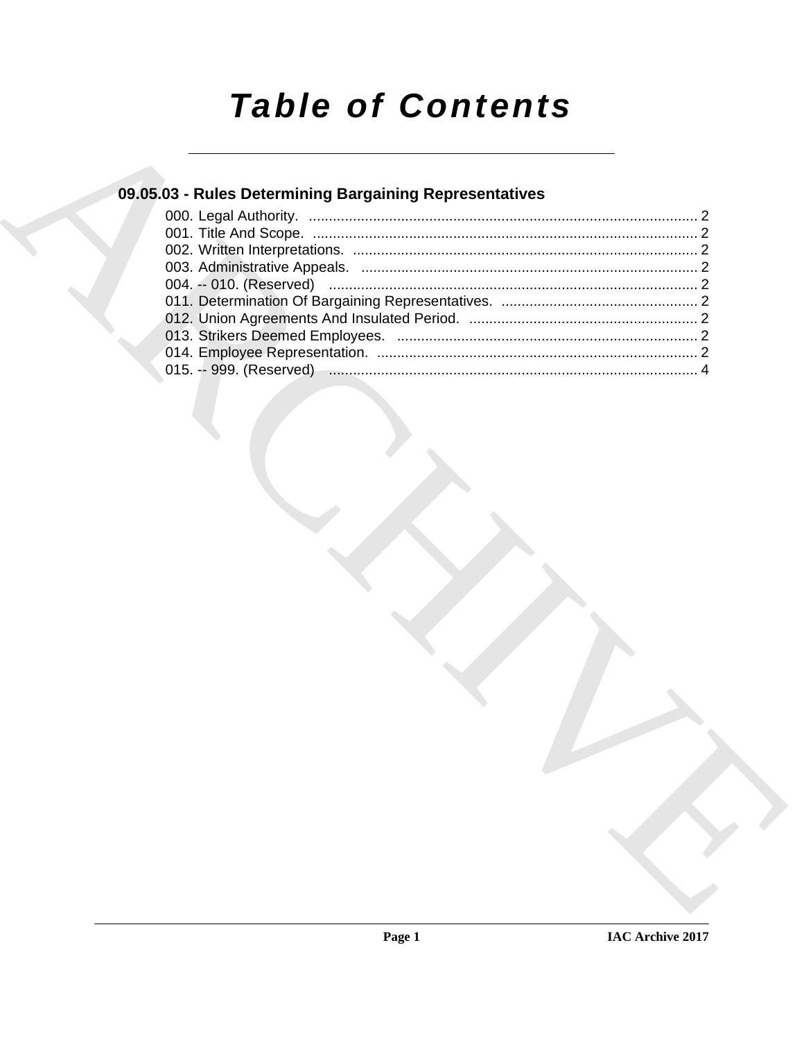# Table of Contents

## 09.05.03 - Rules Determining Bargaining Representatives

000. Legal Authority. ........................................................................................ 2
001. Title And Scope. ........................................................................................ 2
002. Written Interpretations. ........................................................................................ 2
003. Administrative Appeals. ........................................................................................ 2
004. -- 010. (Reserved) ........................................................................................ 2
011. Determination Of Bargaining Representatives. ........................................................................................ 2
012. Union Agreements And Insulated Period. ........................................................................................ 2
013. Strikers Deemed Employees. ........................................................................................ 2
014. Employee Representation. ........................................................................................ 2
015. -- 999. (Reserved) ........................................................................................ 4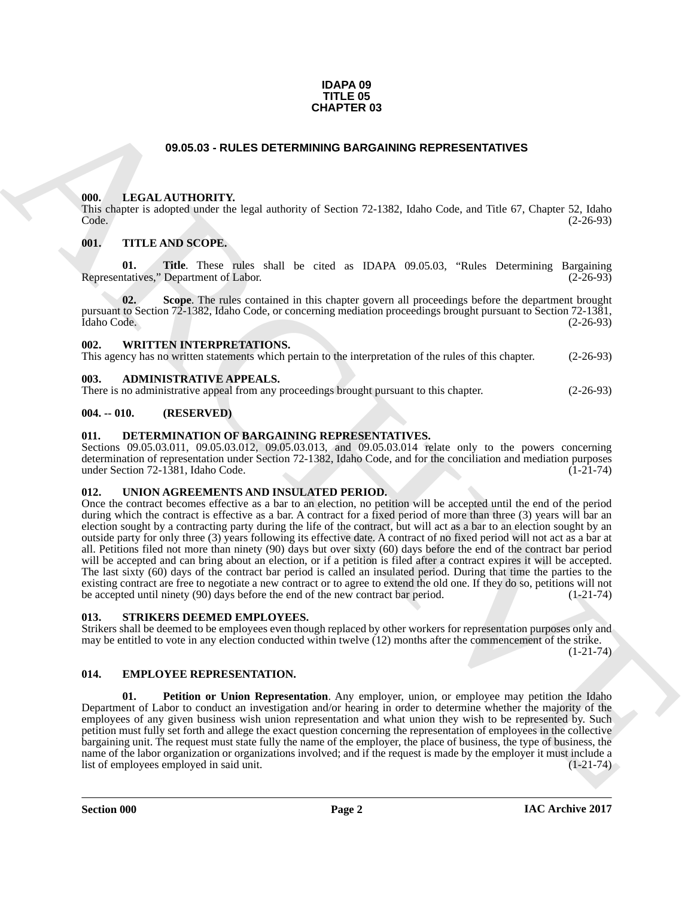**IDAPA 09**
**TITLE 05**
**CHAPTER 03**

# 09.05.03 - RULES DETERMINING BARGAINING REPRESENTATIVES

## 000. LEGAL AUTHORITY.

This chapter is adopted under the legal authority of Section 72-1382, Idaho Code, and Title 67, Chapter 52, Idaho Code. (2-26-93)

## 001. TITLE AND SCOPE.

**01. Title**. These rules shall be cited as IDAPA 09.05.03, "Rules Determining Bargaining Representatives," Department of Labor. (2-26-93)

**02. Scope**. The rules contained in this chapter govern all proceedings before the department brought pursuant to Section 72-1382, Idaho Code, or concerning mediation proceedings brought pursuant to Section 72-1381, Idaho Code. (2-26-93)

## 002. WRITTEN INTERPRETATIONS.

This agency has no written statements which pertain to the interpretation of the rules of this chapter. (2-26-93)

## 003. ADMINISTRATIVE APPEALS.

There is no administrative appeal from any proceedings brought pursuant to this chapter. (2-26-93)

## 004. -- 010. (RESERVED)

## 011. DETERMINATION OF BARGAINING REPRESENTATIVES.

Sections 09.05.03.011, 09.05.03.012, 09.05.03.013, and 09.05.03.014 relate only to the powers concerning determination of representation under Section 72-1382, Idaho Code, and for the conciliation and mediation purposes under Section 72-1381, Idaho Code. (1-21-74)

## 012. UNION AGREEMENTS AND INSULATED PERIOD.

Once the contract becomes effective as a bar to an election, no petition will be accepted until the end of the period during which the contract is effective as a bar. A contract for a fixed period of more than three (3) years will bar an election sought by a contracting party during the life of the contract, but will act as a bar to an election sought by an outside party for only three (3) years following its effective date. A contract of no fixed period will not act as a bar at all. Petitions filed not more than ninety (90) days but over sixty (60) days before the end of the contract bar period will be accepted and can bring about an election, or if a petition is filed after a contract expires it will be accepted. The last sixty (60) days of the contract bar period is called an insulated period. During that time the parties to the existing contract are free to negotiate a new contract or to agree to extend the old one. If they do so, petitions will not be accepted until ninety (90) days before the end of the new contract bar period. (1-21-74)

## 013. STRIKERS DEEMED EMPLOYEES.

Strikers shall be deemed to be employees even though replaced by other workers for representation purposes only and may be entitled to vote in any election conducted within twelve (12) months after the commencement of the strike. (1-21-74)

## 014. EMPLOYEE REPRESENTATION.

**01. Petition or Union Representation**. Any employer, union, or employee may petition the Idaho Department of Labor to conduct an investigation and/or hearing in order to determine whether the majority of the employees of any given business wish union representation and what union they wish to be represented by. Such petition must fully set forth and allege the exact question concerning the representation of employees in the collective bargaining unit. The request must state fully the name of the employer, the place of business, the type of business, the name of the labor organization or organizations involved; and if the request is made by the employer it must include a list of employees employed in said unit. (1-21-74)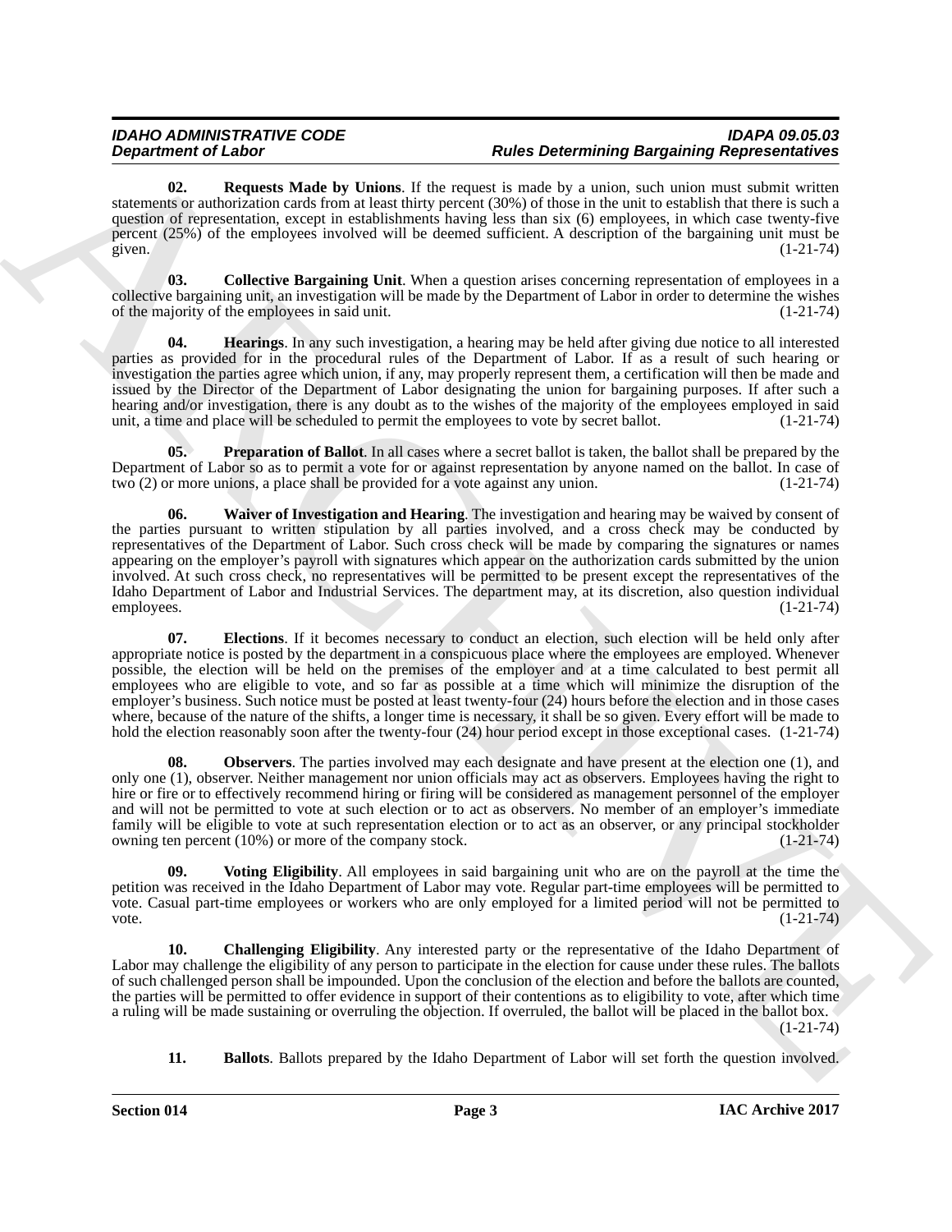**02. Requests Made by Unions**. If the request is made by a union, such union must submit written statements or authorization cards from at least thirty percent (30%) of those in the unit to establish that there is such a question of representation, except in establishments having less than six (6) employees, in which case twenty-five percent (25%) of the employees involved will be deemed sufficient. A description of the bargaining unit must be given. (1-21-74)

**03. Collective Bargaining Unit**. When a question arises concerning representation of employees in a collective bargaining unit, an investigation will be made by the Department of Labor in order to determine the wishes of the majority of the employees in said unit. (1-21-74)

**04. Hearings**. In any such investigation, a hearing may be held after giving due notice to all interested parties as provided for in the procedural rules of the Department of Labor. If as a result of such hearing or investigation the parties agree which union, if any, may properly represent them, a certification will then be made and issued by the Director of the Department of Labor designating the union for bargaining purposes. If after such a hearing and/or investigation, there is any doubt as to the wishes of the majority of the employees employed in said unit, a time and place will be scheduled to permit the employees to vote by secret ballot. (1-21-74)

**05. Preparation of Ballot**. In all cases where a secret ballot is taken, the ballot shall be prepared by the Department of Labor so as to permit a vote for or against representation by anyone named on the ballot. In case of two (2) or more unions, a place shall be provided for a vote against any union. (1-21-74)

**06. Waiver of Investigation and Hearing**. The investigation and hearing may be waived by consent of the parties pursuant to written stipulation by all parties involved, and a cross check may be conducted by representatives of the Department of Labor. Such cross check will be made by comparing the signatures or names appearing on the employer's payroll with signatures which appear on the authorization cards submitted by the union involved. At such cross check, no representatives will be permitted to be present except the representatives of the Idaho Department of Labor and Industrial Services. The department may, at its discretion, also question individual employees. (1-21-74)

**07. Elections**. If it becomes necessary to conduct an election, such election will be held only after appropriate notice is posted by the department in a conspicuous place where the employees are employed. Whenever possible, the election will be held on the premises of the employer and at a time calculated to best permit all employees who are eligible to vote, and so far as possible at a time which will minimize the disruption of the employer's business. Such notice must be posted at least twenty-four (24) hours before the election and in those cases where, because of the nature of the shifts, a longer time is necessary, it shall be so given. Every effort will be made to hold the election reasonably soon after the twenty-four (24) hour period except in those exceptional cases. (1-21-74)

**08. Observers**. The parties involved may each designate and have present at the election one (1), and only one (1), observer. Neither management nor union officials may act as observers. Employees having the right to hire or fire or to effectively recommend hiring or firing will be considered as management personnel of the employer and will not be permitted to vote at such election or to act as observers. No member of an employer's immediate family will be eligible to vote at such representation election or to act as an observer, or any principal stockholder owning ten percent (10%) or more of the company stock. (1-21-74)

**09. Voting Eligibility**. All employees in said bargaining unit who are on the payroll at the time the petition was received in the Idaho Department of Labor may vote. Regular part-time employees will be permitted to vote. Casual part-time employees or workers who are only employed for a limited period will not be permitted to vote. (1-21-74)

**10. Challenging Eligibility**. Any interested party or the representative of the Idaho Department of Labor may challenge the eligibility of any person to participate in the election for cause under these rules. The ballots of such challenged person shall be impounded. Upon the conclusion of the election and before the ballots are counted, the parties will be permitted to offer evidence in support of their contentions as to eligibility to vote, after which time a ruling will be made sustaining or overruling the objection. If overruled, the ballot will be placed in the ballot box. (1-21-74)

**11. Ballots**. Ballots prepared by the Idaho Department of Labor will set forth the question involved.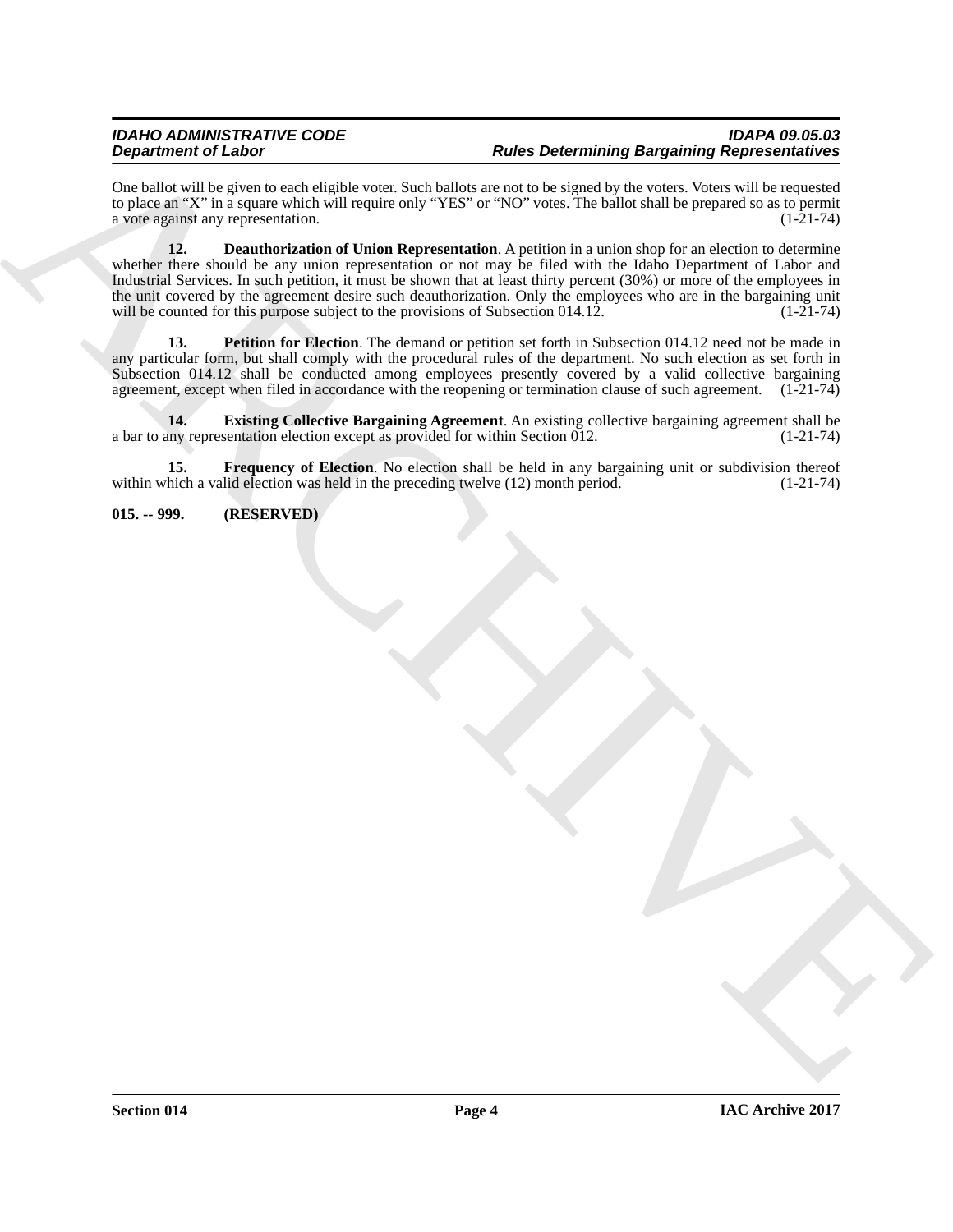One ballot will be given to each eligible voter. Such ballots are not to be signed by the voters. Voters will be requested to place an "X" in a square which will require only "YES" or "NO" votes. The ballot shall be prepared so as to permit a vote against any representation. (1-21-74)

**12. Deauthorization of Union Representation**. A petition in a union shop for an election to determine whether there should be any union representation or not may be filed with the Idaho Department of Labor and Industrial Services. In such petition, it must be shown that at least thirty percent (30%) or more of the employees in the unit covered by the agreement desire such deauthorization. Only the employees who are in the bargaining unit will be counted for this purpose subject to the provisions of Subsection 014.12. (1-21-74)

**13. Petition for Election**. The demand or petition set forth in Subsection 014.12 need not be made in any particular form, but shall comply with the procedural rules of the department. No such election as set forth in Subsection 014.12 shall be conducted among employees presently covered by a valid collective bargaining agreement, except when filed in accordance with the reopening or termination clause of such agreement. (1-21-74)

**14. Existing Collective Bargaining Agreement**. An existing collective bargaining agreement shall be a bar to any representation election except as provided for within Section 012. (1-21-74)

**15. Frequency of Election**. No election shall be held in any bargaining unit or subdivision thereof within which a valid election was held in the preceding twelve (12) month period. (1-21-74)

**015. -- 999. (RESERVED)**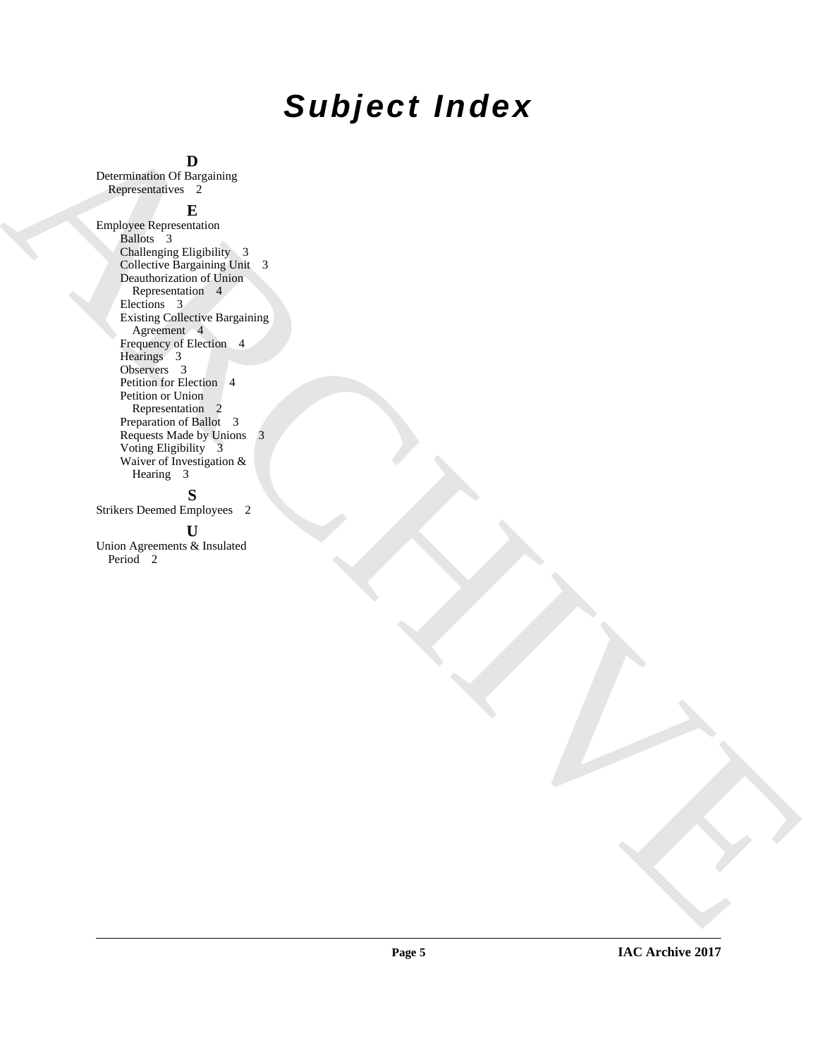# *Subject Index*

**D**

Determination Of Bargaining Representatives 2

**E**

Employee Representation
- Ballots 3
- Challenging Eligibility 3
- Collective Bargaining Unit 3
- Deauthorization of Union Representation 4
- Elections 3
- Existing Collective Bargaining Agreement 4
- Frequency of Election 4
- Hearings 3
- Observers 3
- Petition for Election 4
- Petition or Union Representation 2
- Preparation of Ballot 3
- Requests Made by Unions 3
- Voting Eligibility 3
- Waiver of Investigation & Hearing 3

**S**

Strikers Deemed Employees 2

**U**

Union Agreements & Insulated Period 2